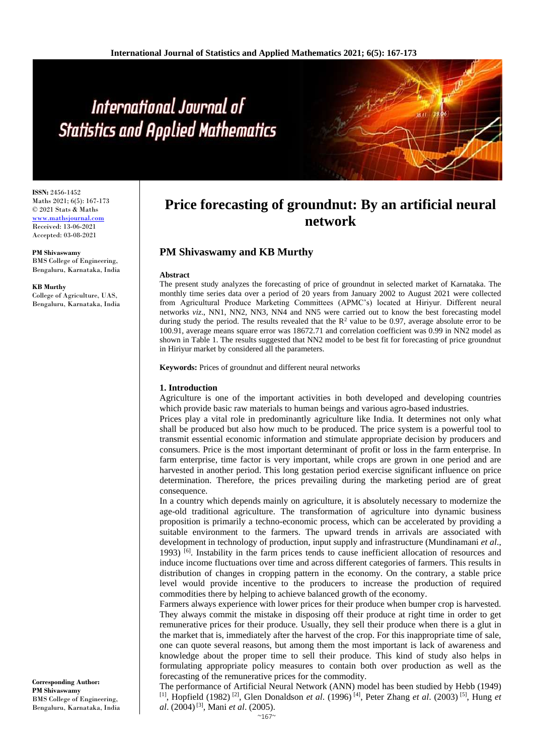# Price forecasting of groundnut: By an artificial neural network

**ISSN:** 2456-1452
Maths 2021; 6(5): 167-173
© 2021 Stats & Maths
www.mathsjournal.com
Received: 13-06-2021
Accepted: 03-08-2021

**PM Shivaswamy**
BMS College of Engineering, Bengaluru, Karnataka, India

**KB Murthy**
College of Agriculture, UAS, Bengaluru, Karnataka, India

**Corresponding Author:**
**PM Shivaswamy**
BMS College of Engineering, Bengaluru, Karnataka, India

## PM Shivaswamy and KB Murthy

### Abstract

The present study analyzes the forecasting of price of groundnut in selected market of Karnataka. The monthly time series data over a period of 20 years from January 2002 to August 2021 were collected from Agricultural Produce Marketing Committees (APMC's) located at Hiriyur. Different neural networks *viz*., NN1, NN2, NN3, NN4 and NN5 were carried out to know the best forecasting model during study the period. The results revealed that the $R^2$ value to be 0.97, average absolute error to be 100.91, average means square error was 18672.71 and correlation coefficient was 0.99 in NN2 model as shown in Table 1. The results suggested that NN2 model to be best fit for forecasting of price groundnut in Hiriyur market by considered all the parameters.

**Keywords:** Prices of groundnut and different neural networks

### 1. Introduction

Agriculture is one of the important activities in both developed and developing countries which provide basic raw materials to human beings and various agro-based industries.

Prices play a vital role in predominantly agriculture like India. It determines not only what shall be produced but also how much to be produced. The price system is a powerful tool to transmit essential economic information and stimulate appropriate decision by producers and consumers. Price is the most important determinant of profit or loss in the farm enterprise. In farm enterprise, time factor is very important, while crops are grown in one period and are harvested in another period. This long gestation period exercise significant influence on price determination. Therefore, the prices prevailing during the marketing period are of great consequence.

In a country which depends mainly on agriculture, it is absolutely necessary to modernize the age-old traditional agriculture. The transformation of agriculture into dynamic business proposition is primarily a techno-economic process, which can be accelerated by providing a suitable environment to the farmers. The upward trends in arrivals are associated with development in technology of production, input supply and infrastructure (Mundinamani *et al*., 1993) [6]. Instability in the farm prices tends to cause inefficient allocation of resources and induce income fluctuations over time and across different categories of farmers. This results in distribution of changes in cropping pattern in the economy. On the contrary, a stable price level would provide incentive to the producers to increase the production of required commodities there by helping to achieve balanced growth of the economy.

Farmers always experience with lower prices for their produce when bumper crop is harvested. They always commit the mistake in disposing off their produce at right time in order to get remunerative prices for their produce. Usually, they sell their produce when there is a glut in the market that is, immediately after the harvest of the crop. For this inappropriate time of sale, one can quote several reasons, but among them the most important is lack of awareness and knowledge about the proper time to sell their produce. This kind of study also helps in formulating appropriate policy measures to contain both over production as well as the forecasting of the remunerative prices for the commodity.

The performance of Artificial Neural Network (ANN) model has been studied by Hebb (1949) [1], Hopfield (1982) [2], Glen Donaldson *et al*. (1996) [4], Peter Zhang *et al*. (2003) [5], Hung *et al*. (2004) [3], Mani *et al*. (2005).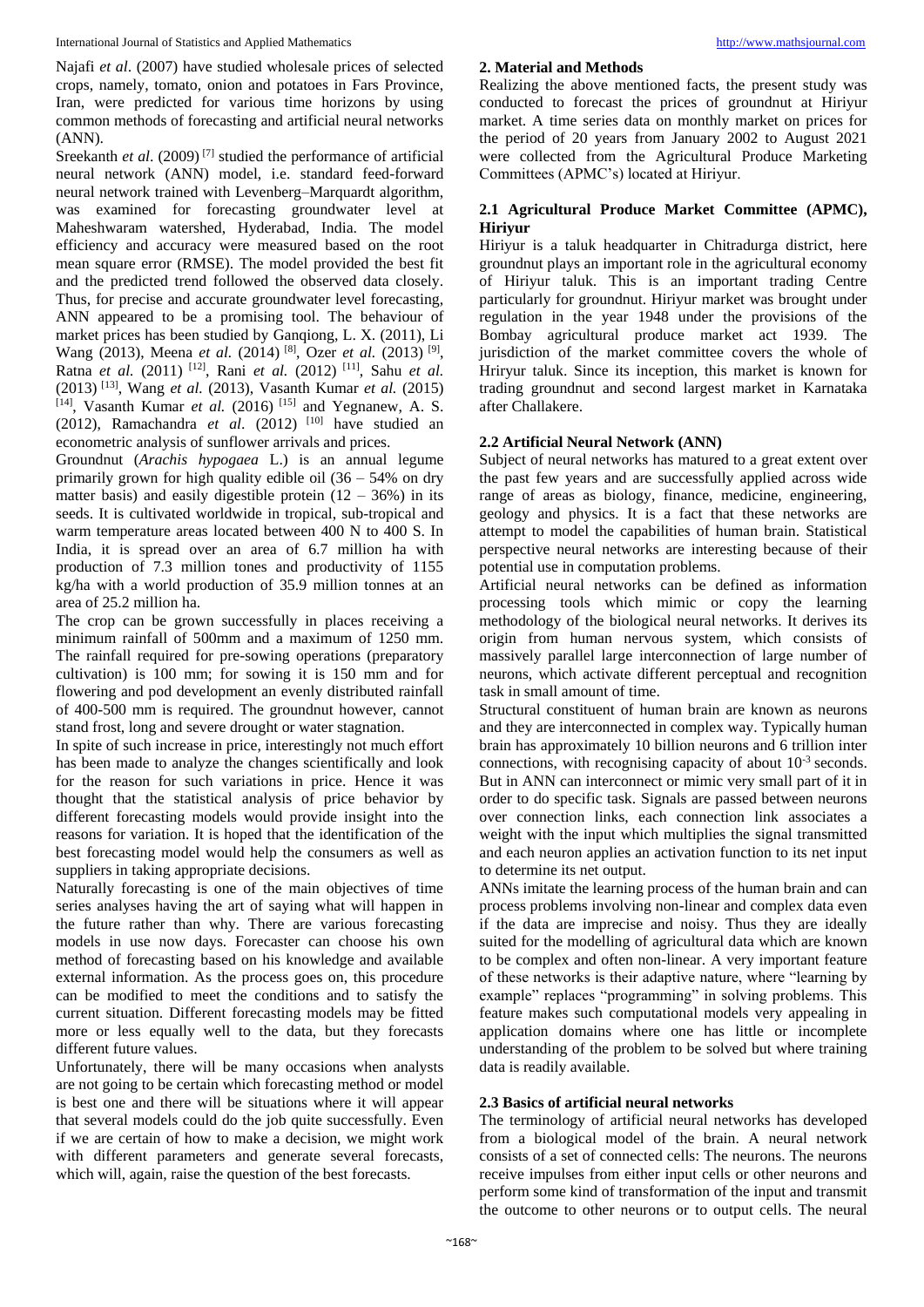Najafi *et al*. (2007) have studied wholesale prices of selected crops, namely, tomato, onion and potatoes in Fars Province, Iran, were predicted for various time horizons by using common methods of forecasting and artificial neural networks (ANN).

Sreekanth *et al*. (2009) [7] studied the performance of artificial neural network (ANN) model, i.e. standard feed-forward neural network trained with Levenberg–Marquardt algorithm, was examined for forecasting groundwater level at Maheshwaram watershed, Hyderabad, India. The model efficiency and accuracy were measured based on the root mean square error (RMSE). The model provided the best fit and the predicted trend followed the observed data closely. Thus, for precise and accurate groundwater level forecasting, ANN appeared to be a promising tool. The behaviour of market prices has been studied by Ganqiong, L. X. (2011), Li Wang (2013), Meena *et al.* (2014) [8], Ozer *et al.* (2013) [9], Ratna *et al.* (2011) [12], Rani *et al.* (2012) [11], Sahu *et al.* (2013) [13], Wang *et al.* (2013), Vasanth Kumar *et al.* (2015) [14], Vasanth Kumar *et al.* (2016) [15] and Yegnanew, A. S. (2012), Ramachandra *et al*. (2012) [10] have studied an econometric analysis of sunflower arrivals and prices.

Groundnut (*Arachis hypogaea* L.) is an annual legume primarily grown for high quality edible oil (36 – 54% on dry matter basis) and easily digestible protein (12 – 36%) in its seeds. It is cultivated worldwide in tropical, sub-tropical and warm temperature areas located between 400 N to 400 S. In India, it is spread over an area of 6.7 million ha with production of 7.3 million tones and productivity of 1155 kg/ha with a world production of 35.9 million tonnes at an area of 25.2 million ha.

The crop can be grown successfully in places receiving a minimum rainfall of 500mm and a maximum of 1250 mm. The rainfall required for pre-sowing operations (preparatory cultivation) is 100 mm; for sowing it is 150 mm and for flowering and pod development an evenly distributed rainfall of 400-500 mm is required. The groundnut however, cannot stand frost, long and severe drought or water stagnation.

In spite of such increase in price, interestingly not much effort has been made to analyze the changes scientifically and look for the reason for such variations in price. Hence it was thought that the statistical analysis of price behavior by different forecasting models would provide insight into the reasons for variation. It is hoped that the identification of the best forecasting model would help the consumers as well as suppliers in taking appropriate decisions.

Naturally forecasting is one of the main objectives of time series analyses having the art of saying what will happen in the future rather than why. There are various forecasting models in use now days. Forecaster can choose his own method of forecasting based on his knowledge and available external information. As the process goes on, this procedure can be modified to meet the conditions and to satisfy the current situation. Different forecasting models may be fitted more or less equally well to the data, but they forecasts different future values.

Unfortunately, there will be many occasions when analysts are not going to be certain which forecasting method or model is best one and there will be situations where it will appear that several models could do the job quite successfully. Even if we are certain of how to make a decision, we might work with different parameters and generate several forecasts, which will, again, raise the question of the best forecasts.

## 2. Material and Methods

Realizing the above mentioned facts, the present study was conducted to forecast the prices of groundnut at Hiriyur market. A time series data on monthly market on prices for the period of 20 years from January 2002 to August 2021 were collected from the Agricultural Produce Marketing Committees (APMC's) located at Hiriyur.

### 2.1 Agricultural Produce Market Committee (APMC), Hiriyur

Hiriyur is a taluk headquarter in Chitradurga district, here groundnut plays an important role in the agricultural economy of Hiriyur taluk. This is an important trading Centre particularly for groundnut. Hiriyur market was brought under regulation in the year 1948 under the provisions of the Bombay agricultural produce market act 1939. The jurisdiction of the market committee covers the whole of Hriryur taluk. Since its inception, this market is known for trading groundnut and second largest market in Karnataka after Challakere.

### 2.2 Artificial Neural Network (ANN)

Subject of neural networks has matured to a great extent over the past few years and are successfully applied across wide range of areas as biology, finance, medicine, engineering, geology and physics. It is a fact that these networks are attempt to model the capabilities of human brain. Statistical perspective neural networks are interesting because of their potential use in computation problems.

Artificial neural networks can be defined as information processing tools which mimic or copy the learning methodology of the biological neural networks. It derives its origin from human nervous system, which consists of massively parallel large interconnection of large number of neurons, which activate different perceptual and recognition task in small amount of time.

Structural constituent of human brain are known as neurons and they are interconnected in complex way. Typically human brain has approximately 10 billion neurons and 6 trillion inter connections, with recognising capacity of about $10^{-3}$ seconds. But in ANN can interconnect or mimic very small part of it in order to do specific task. Signals are passed between neurons over connection links, each connection link associates a weight with the input which multiplies the signal transmitted and each neuron applies an activation function to its net input to determine its net output.

ANNs imitate the learning process of the human brain and can process problems involving non-linear and complex data even if the data are imprecise and noisy. Thus they are ideally suited for the modelling of agricultural data which are known to be complex and often non-linear. A very important feature of these networks is their adaptive nature, where "learning by example" replaces "programming" in solving problems. This feature makes such computational models very appealing in application domains where one has little or incomplete understanding of the problem to be solved but where training data is readily available.

### 2.3 Basics of artificial neural networks

The terminology of artificial neural networks has developed from a biological model of the brain. A neural network consists of a set of connected cells: The neurons. The neurons receive impulses from either input cells or other neurons and perform some kind of transformation of the input and transmit the outcome to other neurons or to output cells. The neural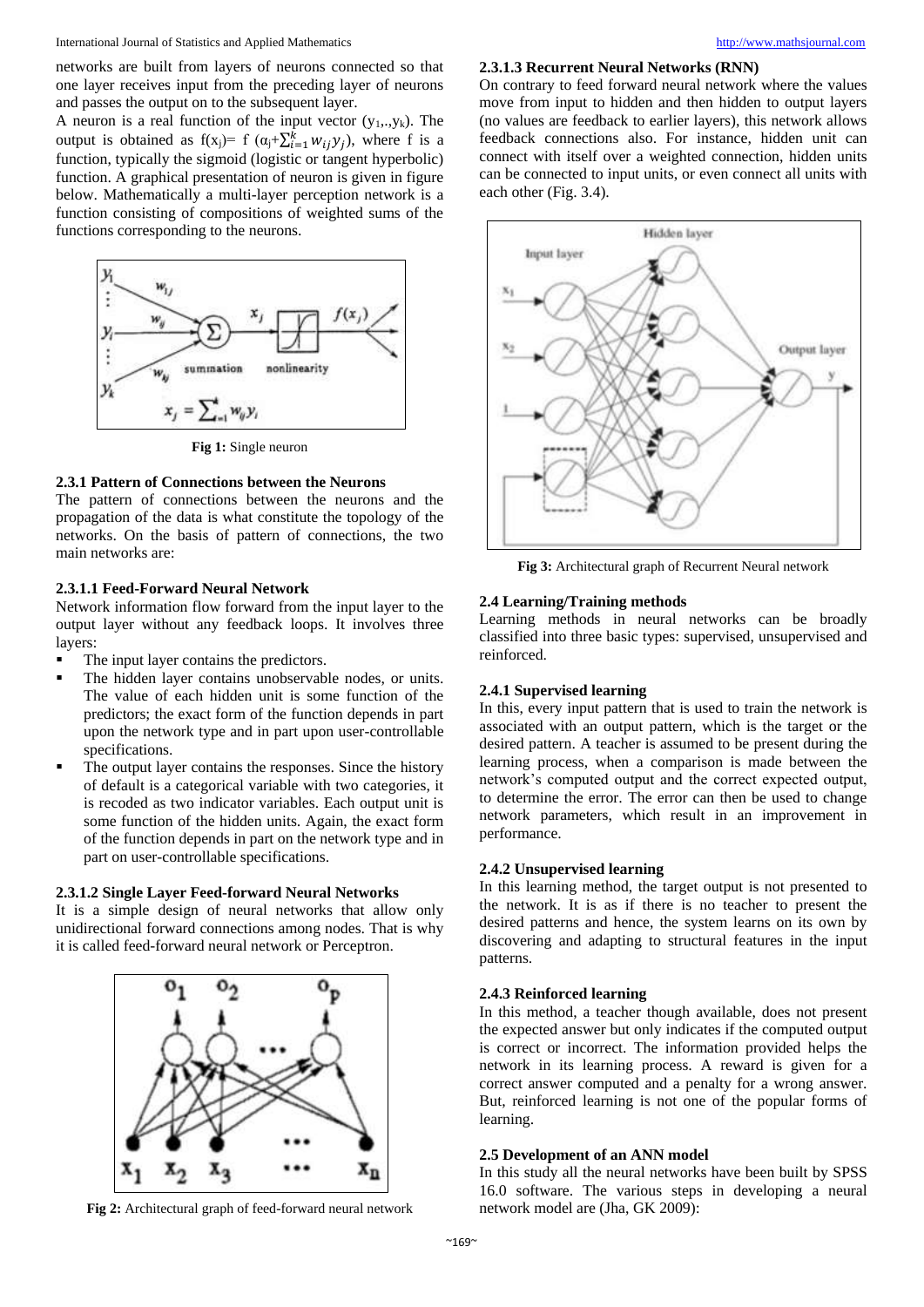networks are built from layers of neurons connected so that one layer receives input from the preceding layer of neurons and passes the output on to the subsequent layer.

A neuron is a real function of the input vector $(y_1,..,y_k)$. The output is obtained as $f(x_j)= f\ (\alpha_j+\sum_{i=1}^{k} w_{ij}y_j)$, where f is a function, typically the sigmoid (logistic or tangent hyperbolic) function. A graphical presentation of neuron is given in figure below. Mathematically a multi-layer perception network is a function consisting of compositions of weighted sums of the functions corresponding to the neurons.

**Fig 1:** Single neuron

### 2.3.1 Pattern of Connections between the Neurons

The pattern of connections between the neurons and the propagation of the data is what constitute the topology of the networks. On the basis of pattern of connections, the two main networks are:

#### 2.3.1.1 Feed-Forward Neural Network

Network information flow forward from the input layer to the output layer without any feedback loops. It involves three layers:

- The input layer contains the predictors.
- The hidden layer contains unobservable nodes, or units. The value of each hidden unit is some function of the predictors; the exact form of the function depends in part upon the network type and in part upon user-controllable specifications.
- The output layer contains the responses. Since the history of default is a categorical variable with two categories, it is recoded as two indicator variables. Each output unit is some function of the hidden units. Again, the exact form of the function depends in part on the network type and in part on user-controllable specifications.

#### 2.3.1.2 Single Layer Feed-forward Neural Networks

It is a simple design of neural networks that allow only unidirectional forward connections among nodes. That is why it is called feed-forward neural network or Perceptron.

**Fig 2:** Architectural graph of feed-forward neural network

#### 2.3.1.3 Recurrent Neural Networks (RNN)

On contrary to feed forward neural network where the values move from input to hidden and then hidden to output layers (no values are feedback to earlier layers), this network allows feedback connections also. For instance, hidden unit can connect with itself over a weighted connection, hidden units can be connected to input units, or even connect all units with each other (Fig. 3.4).

**Fig 3:** Architectural graph of Recurrent Neural network

### 2.4 Learning/Training methods

Learning methods in neural networks can be broadly classified into three basic types: supervised, unsupervised and reinforced.

### 2.4.1 Supervised learning

In this, every input pattern that is used to train the network is associated with an output pattern, which is the target or the desired pattern. A teacher is assumed to be present during the learning process, when a comparison is made between the network's computed output and the correct expected output, to determine the error. The error can then be used to change network parameters, which result in an improvement in performance.

### 2.4.2 Unsupervised learning

In this learning method, the target output is not presented to the network. It is as if there is no teacher to present the desired patterns and hence, the system learns on its own by discovering and adapting to structural features in the input patterns.

### 2.4.3 Reinforced learning

In this method, a teacher though available, does not present the expected answer but only indicates if the computed output is correct or incorrect. The information provided helps the network in its learning process. A reward is given for a correct answer computed and a penalty for a wrong answer. But, reinforced learning is not one of the popular forms of learning.

### 2.5 Development of an ANN model

In this study all the neural networks have been built by SPSS 16.0 software. The various steps in developing a neural network model are (Jha, GK 2009):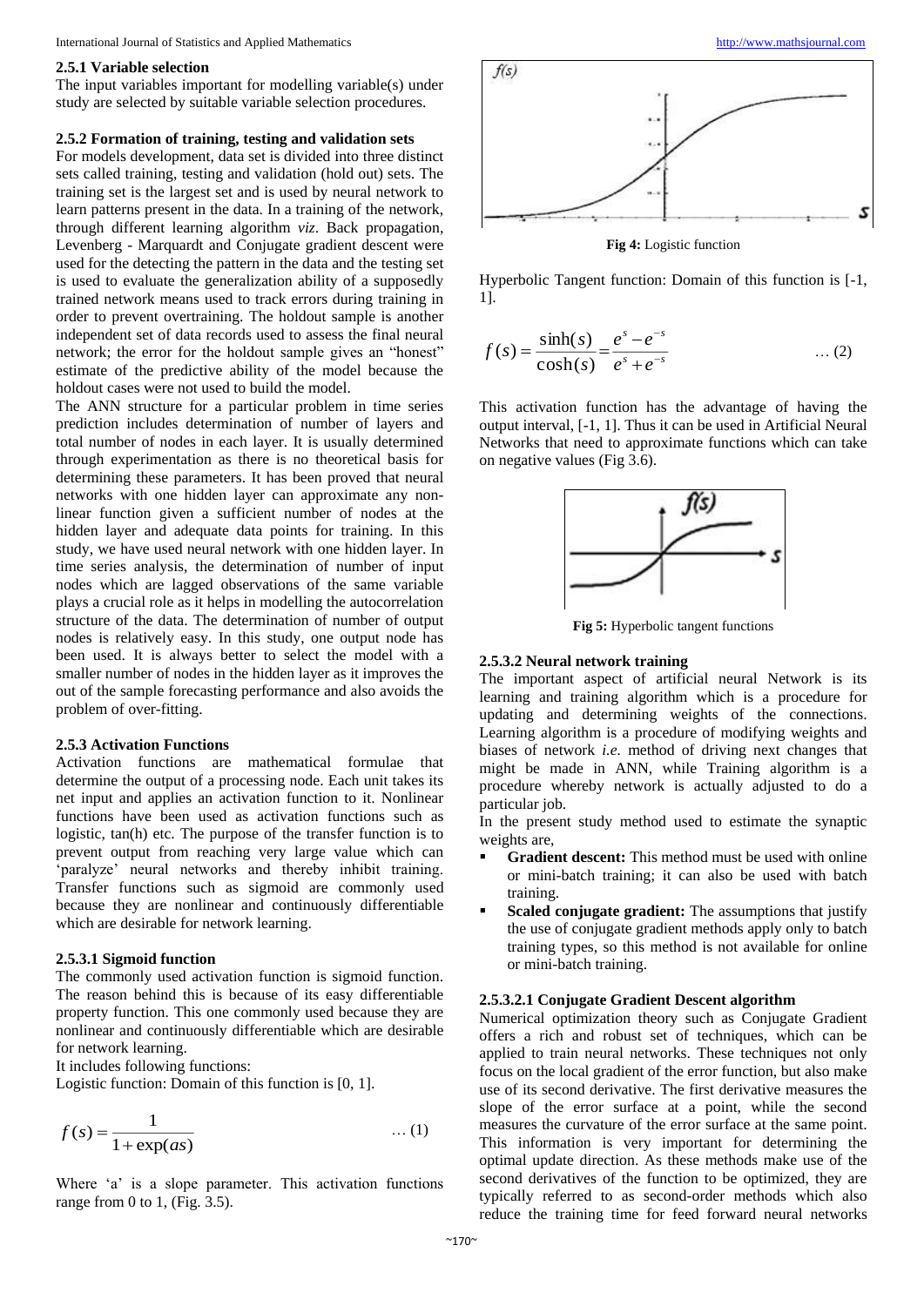#### 2.5.1 Variable selection

The input variables important for modelling variable(s) under study are selected by suitable variable selection procedures.

#### 2.5.2 Formation of training, testing and validation sets

For models development, data set is divided into three distinct sets called training, testing and validation (hold out) sets. The training set is the largest set and is used by neural network to learn patterns present in the data. In a training of the network, through different learning algorithm *viz*. Back propagation, Levenberg - Marquardt and Conjugate gradient descent were used for the detecting the pattern in the data and the testing set is used to evaluate the generalization ability of a supposedly trained network means used to track errors during training in order to prevent overtraining. The holdout sample is another independent set of data records used to assess the final neural network; the error for the holdout sample gives an "honest" estimate of the predictive ability of the model because the holdout cases were not used to build the model.

The ANN structure for a particular problem in time series prediction includes determination of number of layers and total number of nodes in each layer. It is usually determined through experimentation as there is no theoretical basis for determining these parameters. It has been proved that neural networks with one hidden layer can approximate any non-linear function given a sufficient number of nodes at the hidden layer and adequate data points for training. In this study, we have used neural network with one hidden layer. In time series analysis, the determination of number of input nodes which are lagged observations of the same variable plays a crucial role as it helps in modelling the autocorrelation structure of the data. The determination of number of output nodes is relatively easy. In this study, one output node has been used. It is always better to select the model with a smaller number of nodes in the hidden layer as it improves the out of the sample forecasting performance and also avoids the problem of over-fitting.

#### 2.5.3 Activation Functions

Activation functions are mathematical formulae that determine the output of a processing node. Each unit takes its net input and applies an activation function to it. Nonlinear functions have been used as activation functions such as logistic, tan(h) etc. The purpose of the transfer function is to prevent output from reaching very large value which can 'paralyze' neural networks and thereby inhibit training. Transfer functions such as sigmoid are commonly used because they are nonlinear and continuously differentiable which are desirable for network learning.

##### 2.5.3.1 Sigmoid function

The commonly used activation function is sigmoid function. The reason behind this is because of its easy differentiable property function. This one commonly used because they are nonlinear and continuously differentiable which are desirable for network learning.

It includes following functions:

Logistic function: Domain of this function is [0, 1].

$$f(s) = \frac{1}{1 + \exp(as)} \quad \dots (1)$$

Where 'a' is a slope parameter. This activation functions range from 0 to 1, (Fig. 3.5).

**Fig 4:** Logistic function

Hyperbolic Tangent function: Domain of this function is [-1, 1].

$$f(s) = \frac{\sinh(s)}{\cosh(s)} = \frac{e^{s} - e^{-s}}{e^{s} + e^{-s}} \quad \dots (2)$$

This activation function has the advantage of having the output interval, [-1, 1]. Thus it can be used in Artificial Neural Networks that need to approximate functions which can take on negative values (Fig 3.6).

**Fig 5:** Hyperbolic tangent functions

##### 2.5.3.2 Neural network training

The important aspect of artificial neural Network is its learning and training algorithm which is a procedure for updating and determining weights of the connections. Learning algorithm is a procedure of modifying weights and biases of network *i.e.* method of driving next changes that might be made in ANN, while Training algorithm is a procedure whereby network is actually adjusted to do a particular job.

In the present study method used to estimate the synaptic weights are,

- **Gradient descent:** This method must be used with online or mini-batch training; it can also be used with batch training.
- **Scaled conjugate gradient:** The assumptions that justify the use of conjugate gradient methods apply only to batch training types, so this method is not available for online or mini-batch training.

###### 2.5.3.2.1 Conjugate Gradient Descent algorithm

Numerical optimization theory such as Conjugate Gradient offers a rich and robust set of techniques, which can be applied to train neural networks. These techniques not only focus on the local gradient of the error function, but also make use of its second derivative. The first derivative measures the slope of the error surface at a point, while the second measures the curvature of the error surface at the same point. This information is very important for determining the optimal update direction. As these methods make use of the second derivatives of the function to be optimized, they are typically referred to as second-order methods which also reduce the training time for feed forward neural networks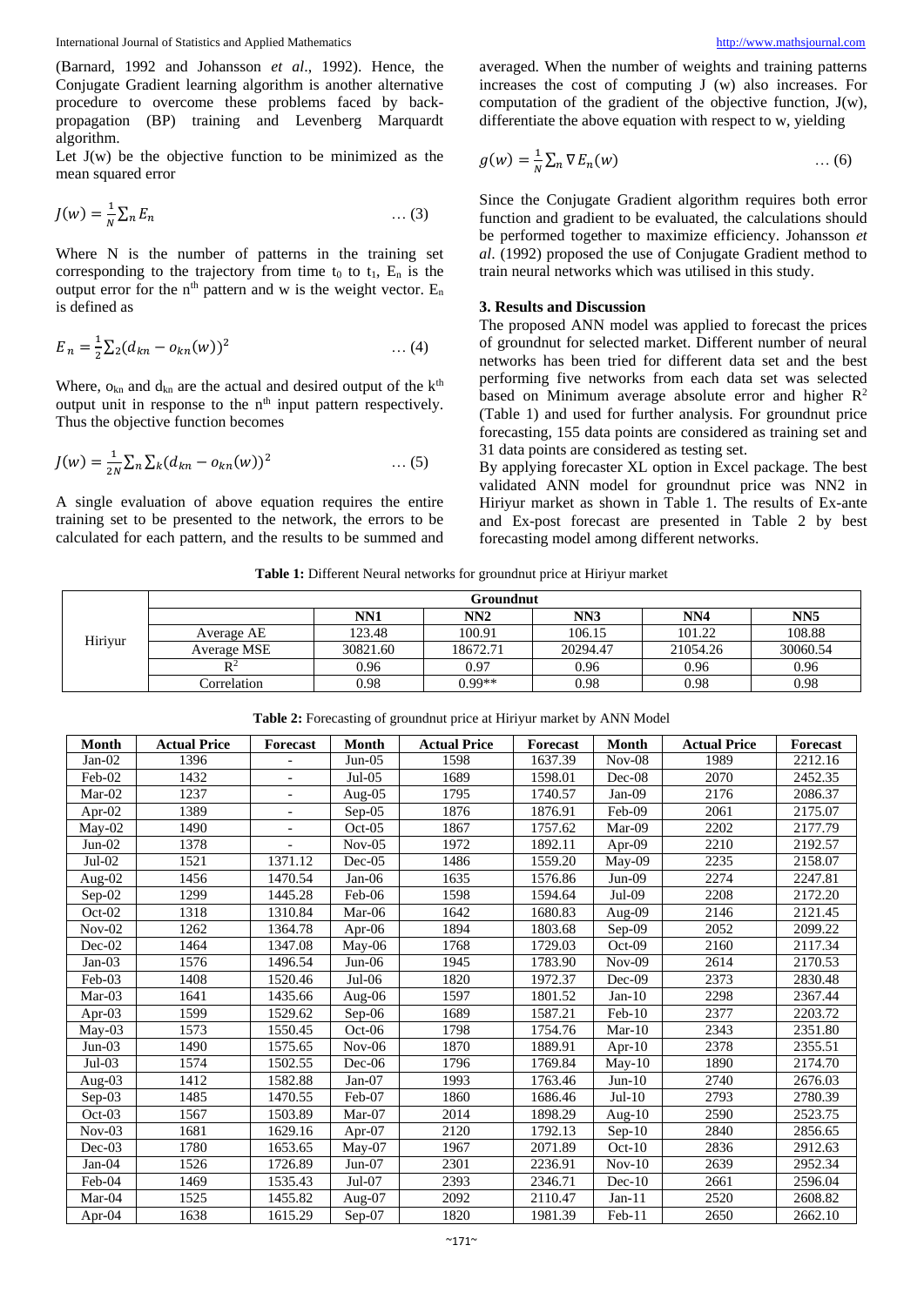(Barnard, 1992 and Johansson *et al*., 1992). Hence, the Conjugate Gradient learning algorithm is another alternative procedure to overcome these problems faced by back-propagation (BP) training and Levenberg Marquardt algorithm.

Let J(w) be the objective function to be minimized as the mean squared error

$$J(w) = \frac{1}{N}\sum_n E_n \qquad \dots (3)$$

Where N is the number of patterns in the training set corresponding to the trajectory from time $t_0$ to $t_1$, $E_n$ is the output error for the $n^{th}$ pattern and w is the weight vector. $E_n$ is defined as

$$E_n = \frac{1}{2}\sum_2 (d_{kn} - o_{kn}(w))^2 \qquad \dots (4)$$

Where, $o_{kn}$ and $d_{kn}$ are the actual and desired output of the $k^{th}$ output unit in response to the $n^{th}$ input pattern respectively. Thus the objective function becomes

$$J(w) = \frac{1}{2N}\sum_n \sum_k (d_{kn} - o_{kn}(w))^2 \qquad \dots (5)$$

A single evaluation of above equation requires the entire training set to be presented to the network, the errors to be calculated for each pattern, and the results to be summed and averaged. When the number of weights and training patterns increases the cost of computing J (w) also increases. For computation of the gradient of the objective function, J(w), differentiate the above equation with respect to w, yielding

$$g(w) = \frac{1}{N}\sum_n \nabla E_n(w) \qquad \dots (6)$$

Since the Conjugate Gradient algorithm requires both error function and gradient to be evaluated, the calculations should be performed together to maximize efficiency. Johansson *et al*. (1992) proposed the use of Conjugate Gradient method to train neural networks which was utilised in this study.

### 3. Results and Discussion

The proposed ANN model was applied to forecast the prices of groundnut for selected market. Different number of neural networks has been tried for different data set and the best performing five networks from each data set was selected based on Minimum average absolute error and higher $R^2$ (Table 1) and used for further analysis. For groundnut price forecasting, 155 data points are considered as training set and 31 data points are considered as testing set.

By applying forecaster XL option in Excel package. The best validated ANN model for groundnut price was NN2 in Hiriyur market as shown in Table 1. The results of Ex-ante and Ex-post forecast are presented in Table 2 by best forecasting model among different networks.

**Table 1:** Different Neural networks for groundnut price at Hiriyur market

| | | Groundnut | | | | |
|---|---|---|---|---|---|---|
| | | NN1 | NN2 | NN3 | NN4 | NN5 |
| Hiriyur | Average AE | 123.48 | 100.91 | 106.15 | 101.22 | 108.88 |
| | Average MSE | 30821.60 | 18672.71 | 20294.47 | 21054.26 | 30060.54 |
| | $R^2$ | 0.96 | 0.97 | 0.96 | 0.96 | 0.96 |
| | Correlation | 0.98 | 0.99** | 0.98 | 0.98 | 0.98 |

**Table 2:** Forecasting of groundnut price at Hiriyur market by ANN Model

| Month | Actual Price | Forecast | Month | Actual Price | Forecast | Month | Actual Price | Forecast |
|---|---|---|---|---|---|---|---|---|
| Jan-02 | 1396 | - | Jun-05 | 1598 | 1637.39 | Nov-08 | 1989 | 2212.16 |
| Feb-02 | 1432 | - | Jul-05 | 1689 | 1598.01 | Dec-08 | 2070 | 2452.35 |
| Mar-02 | 1237 | - | Aug-05 | 1795 | 1740.57 | Jan-09 | 2176 | 2086.37 |
| Apr-02 | 1389 | - | Sep-05 | 1876 | 1876.91 | Feb-09 | 2061 | 2175.07 |
| May-02 | 1490 | - | Oct-05 | 1867 | 1757.62 | Mar-09 | 2202 | 2177.79 |
| Jun-02 | 1378 | - | Nov-05 | 1972 | 1892.11 | Apr-09 | 2210 | 2192.57 |
| Jul-02 | 1521 | 1371.12 | Dec-05 | 1486 | 1559.20 | May-09 | 2235 | 2158.07 |
| Aug-02 | 1456 | 1470.54 | Jan-06 | 1635 | 1576.86 | Jun-09 | 2274 | 2247.81 |
| Sep-02 | 1299 | 1445.28 | Feb-06 | 1598 | 1594.64 | Jul-09 | 2208 | 2172.20 |
| Oct-02 | 1318 | 1310.84 | Mar-06 | 1642 | 1680.83 | Aug-09 | 2146 | 2121.45 |
| Nov-02 | 1262 | 1364.78 | Apr-06 | 1894 | 1803.68 | Sep-09 | 2052 | 2099.22 |
| Dec-02 | 1464 | 1347.08 | May-06 | 1768 | 1729.03 | Oct-09 | 2160 | 2117.34 |
| Jan-03 | 1576 | 1496.54 | Jun-06 | 1945 | 1783.90 | Nov-09 | 2614 | 2170.53 |
| Feb-03 | 1408 | 1520.46 | Jul-06 | 1820 | 1972.37 | Dec-09 | 2373 | 2830.48 |
| Mar-03 | 1641 | 1435.66 | Aug-06 | 1597 | 1801.52 | Jan-10 | 2298 | 2367.44 |
| Apr-03 | 1599 | 1529.62 | Sep-06 | 1689 | 1587.21 | Feb-10 | 2377 | 2203.72 |
| May-03 | 1573 | 1550.45 | Oct-06 | 1798 | 1754.76 | Mar-10 | 2343 | 2351.80 |
| Jun-03 | 1490 | 1575.65 | Nov-06 | 1870 | 1889.91 | Apr-10 | 2378 | 2355.51 |
| Jul-03 | 1574 | 1502.55 | Dec-06 | 1796 | 1769.84 | May-10 | 1890 | 2174.70 |
| Aug-03 | 1412 | 1582.88 | Jan-07 | 1993 | 1763.46 | Jun-10 | 2740 | 2676.03 |
| Sep-03 | 1485 | 1470.55 | Feb-07 | 1860 | 1686.46 | Jul-10 | 2793 | 2780.39 |
| Oct-03 | 1567 | 1503.89 | Mar-07 | 2014 | 1898.29 | Aug-10 | 2590 | 2523.75 |
| Nov-03 | 1681 | 1629.16 | Apr-07 | 2120 | 1792.13 | Sep-10 | 2840 | 2856.65 |
| Dec-03 | 1780 | 1653.65 | May-07 | 1967 | 2071.89 | Oct-10 | 2836 | 2912.63 |
| Jan-04 | 1526 | 1726.89 | Jun-07 | 2301 | 2236.91 | Nov-10 | 2639 | 2952.34 |
| Feb-04 | 1469 | 1535.43 | Jul-07 | 2393 | 2346.71 | Dec-10 | 2661 | 2596.04 |
| Mar-04 | 1525 | 1455.82 | Aug-07 | 2092 | 2110.47 | Jan-11 | 2520 | 2608.82 |
| Apr-04 | 1638 | 1615.29 | Sep-07 | 1820 | 1981.39 | Feb-11 | 2650 | 2662.10 |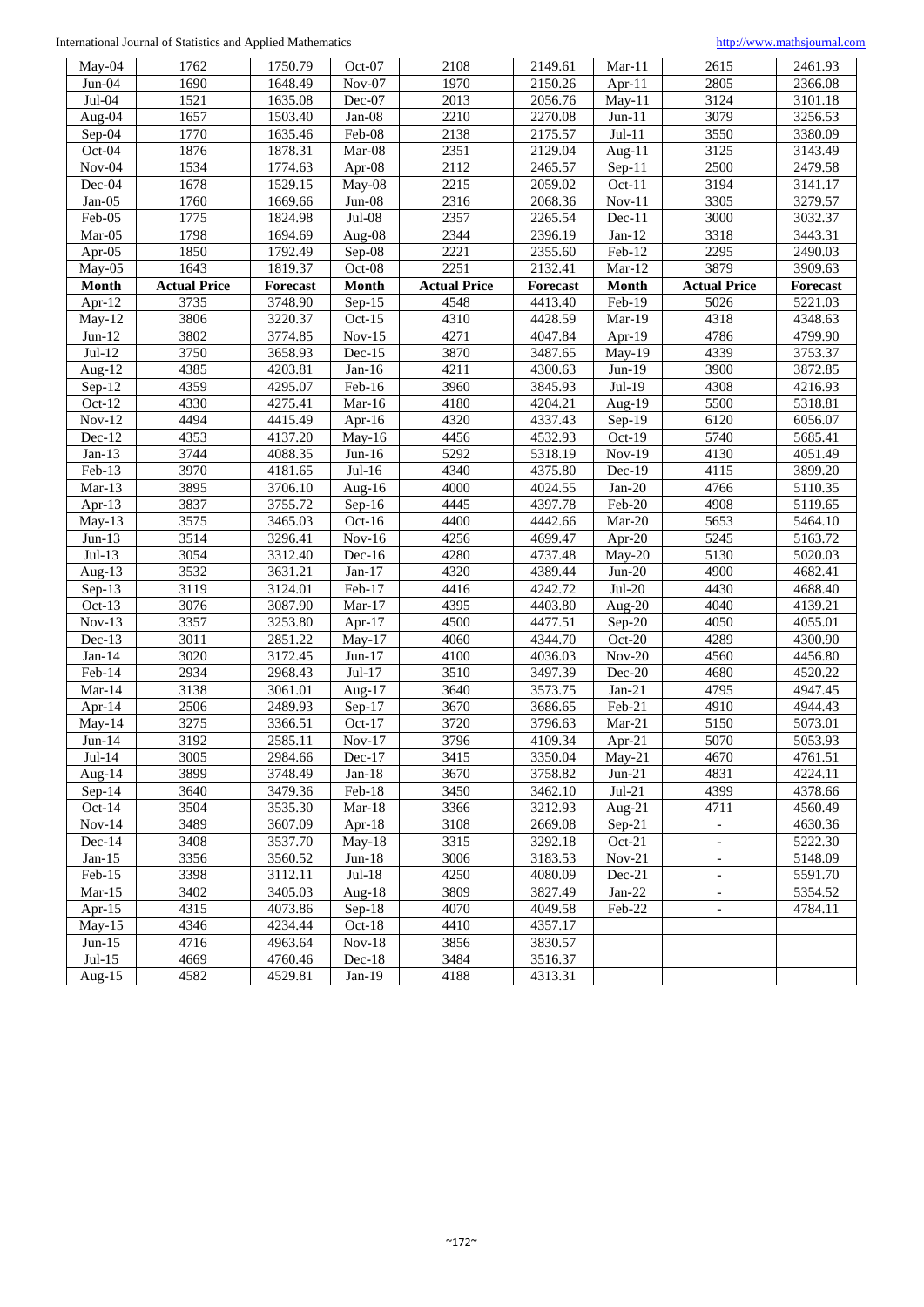| May-04 | 1762 | 1750.79 | Oct-07 | 2108 | 2149.61 | Mar-11 | 2615 | 2461.93 |
|---|---|---|---|---|---|---|---|---|
| Jun-04 | 1690 | 1648.49 | Nov-07 | 1970 | 2150.26 | Apr-11 | 2805 | 2366.08 |
| Jul-04 | 1521 | 1635.08 | Dec-07 | 2013 | 2056.76 | May-11 | 3124 | 3101.18 |
| Aug-04 | 1657 | 1503.40 | Jan-08 | 2210 | 2270.08 | Jun-11 | 3079 | 3256.53 |
| Sep-04 | 1770 | 1635.46 | Feb-08 | 2138 | 2175.57 | Jul-11 | 3550 | 3380.09 |
| Oct-04 | 1876 | 1878.31 | Mar-08 | 2351 | 2129.04 | Aug-11 | 3125 | 3143.49 |
| Nov-04 | 1534 | 1774.63 | Apr-08 | 2112 | 2465.57 | Sep-11 | 2500 | 2479.58 |
| Dec-04 | 1678 | 1529.15 | May-08 | 2215 | 2059.02 | Oct-11 | 3194 | 3141.17 |
| Jan-05 | 1760 | 1669.66 | Jun-08 | 2316 | 2068.36 | Nov-11 | 3305 | 3279.57 |
| Feb-05 | 1775 | 1824.98 | Jul-08 | 2357 | 2265.54 | Dec-11 | 3000 | 3032.37 |
| Mar-05 | 1798 | 1694.69 | Aug-08 | 2344 | 2396.19 | Jan-12 | 3318 | 3443.31 |
| Apr-05 | 1850 | 1792.49 | Sep-08 | 2221 | 2355.60 | Feb-12 | 2295 | 2490.03 |
| May-05 | 1643 | 1819.37 | Oct-08 | 2251 | 2132.41 | Mar-12 | 3879 | 3909.63 |
| **Month** | **Actual Price** | **Forecast** | **Month** | **Actual Price** | **Forecast** | **Month** | **Actual Price** | **Forecast** |
| Apr-12 | 3735 | 3748.90 | Sep-15 | 4548 | 4413.40 | Feb-19 | 5026 | 5221.03 |
| May-12 | 3806 | 3220.37 | Oct-15 | 4310 | 4428.59 | Mar-19 | 4318 | 4348.63 |
| Jun-12 | 3802 | 3774.85 | Nov-15 | 4271 | 4047.84 | Apr-19 | 4786 | 4799.90 |
| Jul-12 | 3750 | 3658.93 | Dec-15 | 3870 | 3487.65 | May-19 | 4339 | 3753.37 |
| Aug-12 | 4385 | 4203.81 | Jan-16 | 4211 | 4300.63 | Jun-19 | 3900 | 3872.85 |
| Sep-12 | 4359 | 4295.07 | Feb-16 | 3960 | 3845.93 | Jul-19 | 4308 | 4216.93 |
| Oct-12 | 4330 | 4275.41 | Mar-16 | 4180 | 4204.21 | Aug-19 | 5500 | 5318.81 |
| Nov-12 | 4494 | 4415.49 | Apr-16 | 4320 | 4337.43 | Sep-19 | 6120 | 6056.07 |
| Dec-12 | 4353 | 4137.20 | May-16 | 4456 | 4532.93 | Oct-19 | 5740 | 5685.41 |
| Jan-13 | 3744 | 4088.35 | Jun-16 | 5292 | 5318.19 | Nov-19 | 4130 | 4051.49 |
| Feb-13 | 3970 | 4181.65 | Jul-16 | 4340 | 4375.80 | Dec-19 | 4115 | 3899.20 |
| Mar-13 | 3895 | 3706.10 | Aug-16 | 4000 | 4024.55 | Jan-20 | 4766 | 5110.35 |
| Apr-13 | 3837 | 3755.72 | Sep-16 | 4445 | 4397.78 | Feb-20 | 4908 | 5119.65 |
| May-13 | 3575 | 3465.03 | Oct-16 | 4400 | 4442.66 | Mar-20 | 5653 | 5464.10 |
| Jun-13 | 3514 | 3296.41 | Nov-16 | 4256 | 4699.47 | Apr-20 | 5245 | 5163.72 |
| Jul-13 | 3054 | 3312.40 | Dec-16 | 4280 | 4737.48 | May-20 | 5130 | 5020.03 |
| Aug-13 | 3532 | 3631.21 | Jan-17 | 4320 | 4389.44 | Jun-20 | 4900 | 4682.41 |
| Sep-13 | 3119 | 3124.01 | Feb-17 | 4416 | 4242.72 | Jul-20 | 4430 | 4688.40 |
| Oct-13 | 3076 | 3087.90 | Mar-17 | 4395 | 4403.80 | Aug-20 | 4040 | 4139.21 |
| Nov-13 | 3357 | 3253.80 | Apr-17 | 4500 | 4477.51 | Sep-20 | 4050 | 4055.01 |
| Dec-13 | 3011 | 2851.22 | May-17 | 4060 | 4344.70 | Oct-20 | 4289 | 4300.90 |
| Jan-14 | 3020 | 3172.45 | Jun-17 | 4100 | 4036.03 | Nov-20 | 4560 | 4456.80 |
| Feb-14 | 2934 | 2968.43 | Jul-17 | 3510 | 3497.39 | Dec-20 | 4680 | 4520.22 |
| Mar-14 | 3138 | 3061.01 | Aug-17 | 3640 | 3573.75 | Jan-21 | 4795 | 4947.45 |
| Apr-14 | 2506 | 2489.93 | Sep-17 | 3670 | 3686.65 | Feb-21 | 4910 | 4944.43 |
| May-14 | 3275 | 3366.51 | Oct-17 | 3720 | 3796.63 | Mar-21 | 5150 | 5073.01 |
| Jun-14 | 3192 | 2585.11 | Nov-17 | 3796 | 4109.34 | Apr-21 | 5070 | 5053.93 |
| Jul-14 | 3005 | 2984.66 | Dec-17 | 3415 | 3350.04 | May-21 | 4670 | 4761.51 |
| Aug-14 | 3899 | 3748.49 | Jan-18 | 3670 | 3758.82 | Jun-21 | 4831 | 4224.11 |
| Sep-14 | 3640 | 3479.36 | Feb-18 | 3450 | 3462.10 | Jul-21 | 4399 | 4378.66 |
| Oct-14 | 3504 | 3535.30 | Mar-18 | 3366 | 3212.93 | Aug-21 | 4711 | 4560.49 |
| Nov-14 | 3489 | 3607.09 | Apr-18 | 3108 | 2669.08 | Sep-21 | - | 4630.36 |
| Dec-14 | 3408 | 3537.70 | May-18 | 3315 | 3292.18 | Oct-21 | - | 5222.30 |
| Jan-15 | 3356 | 3560.52 | Jun-18 | 3006 | 3183.53 | Nov-21 | - | 5148.09 |
| Feb-15 | 3398 | 3112.11 | Jul-18 | 4250 | 4080.09 | Dec-21 | - | 5591.70 |
| Mar-15 | 3402 | 3405.03 | Aug-18 | 3809 | 3827.49 | Jan-22 | - | 5354.52 |
| Apr-15 | 4315 | 4073.86 | Sep-18 | 4070 | 4049.58 | Feb-22 | - | 4784.11 |
| May-15 | 4346 | 4234.44 | Oct-18 | 4410 | 4357.17 | | | |
| Jun-15 | 4716 | 4963.64 | Nov-18 | 3856 | 3830.57 | | | |
| Jul-15 | 4669 | 4760.46 | Dec-18 | 3484 | 3516.37 | | | |
| Aug-15 | 4582 | 4529.81 | Jan-19 | 4188 | 4313.31 | | | |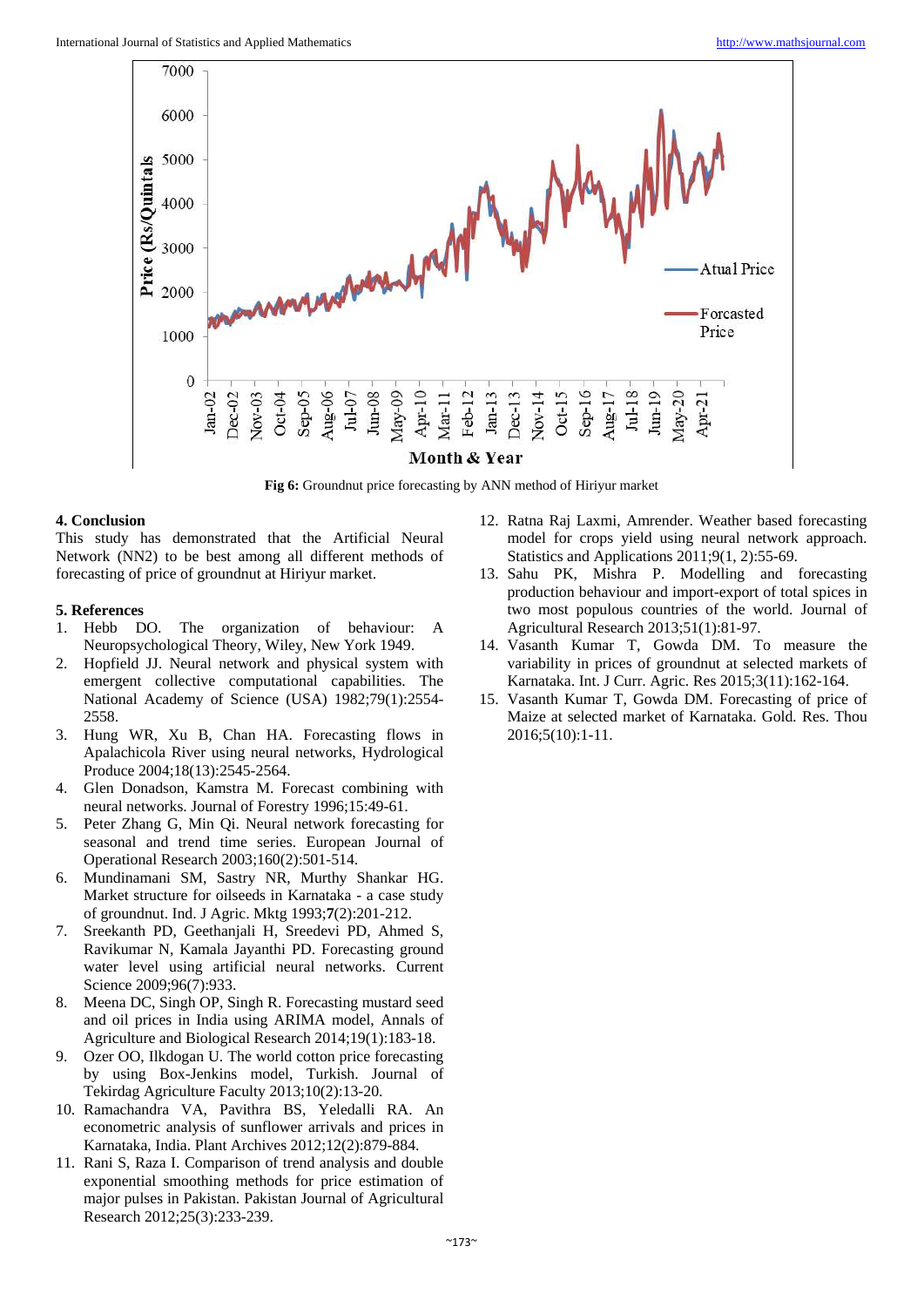7000
6000
5000
4000
3000
2000
1000
0

Price (Rs/Quintals)

Jan-02
Dec-02
Nov-03
Oct-04
Sep-05
Aug-06
Jul-07
Jun-08
May-09
Apr-10
Mar-11
Feb-12
Jan-13
Dec-13
Nov-14
Oct-15
Sep-16
Aug-17
Jul-18
Jun-19
May-20
Apr-21

Month & Year

Atual Price
Forcasted Price

**Fig 6:** Groundnut price forecasting by ANN method of Hiriyur market

## 4. Conclusion

This study has demonstrated that the Artificial Neural Network (NN2) to be best among all different methods of forecasting of price of groundnut at Hiriyur market.

## 5. References

1. Hebb DO. The organization of behaviour: A Neuropsychological Theory, Wiley, New York 1949.
2. Hopfield JJ. Neural network and physical system with emergent collective computational capabilities. The National Academy of Science (USA) 1982;79(1):2554-2558.
3. Hung WR, Xu B, Chan HA. Forecasting flows in Apalachicola River using neural networks, Hydrological Produce 2004;18(13):2545-2564.
4. Glen Donadson, Kamstra M. Forecast combining with neural networks. Journal of Forestry 1996;15:49-61.
5. Peter Zhang G, Min Qi. Neural network forecasting for seasonal and trend time series. European Journal of Operational Research 2003;160(2):501-514.
6. Mundinamani SM, Sastry NR, Murthy Shankar HG. Market structure for oilseeds in Karnataka - a case study of groundnut. Ind. J Agric. Mktg 1993;**7**(2):201-212.
7. Sreekanth PD, Geethanjali H, Sreedevi PD, Ahmed S, Ravikumar N, Kamala Jayanthi PD. Forecasting ground water level using artificial neural networks. Current Science 2009;96(7):933.
8. Meena DC, Singh OP, Singh R. Forecasting mustard seed and oil prices in India using ARIMA model, Annals of Agriculture and Biological Research 2014;19(1):183-18.
9. Ozer OO, Ilkdogan U. The world cotton price forecasting by using Box-Jenkins model, Turkish. Journal of Tekirdag Agriculture Faculty 2013;10(2):13-20.
10. Ramachandra VA, Pavithra BS, Yeledalli RA. An econometric analysis of sunflower arrivals and prices in Karnataka, India. Plant Archives 2012;12(2):879-884.
11. Rani S, Raza I. Comparison of trend analysis and double exponential smoothing methods for price estimation of major pulses in Pakistan. Pakistan Journal of Agricultural Research 2012;25(3):233-239.
12. Ratna Raj Laxmi, Amrender. Weather based forecasting model for crops yield using neural network approach. Statistics and Applications 2011;9(1, 2):55-69.
13. Sahu PK, Mishra P. Modelling and forecasting production behaviour and import-export of total spices in two most populous countries of the world. Journal of Agricultural Research 2013;51(1):81-97.
14. Vasanth Kumar T, Gowda DM. To measure the variability in prices of groundnut at selected markets of Karnataka. Int. J Curr. Agric. Res 2015;3(11):162-164.
15. Vasanth Kumar T, Gowda DM. Forecasting of price of Maize at selected market of Karnataka. Gold. Res. Thou 2016;5(10):1-11.